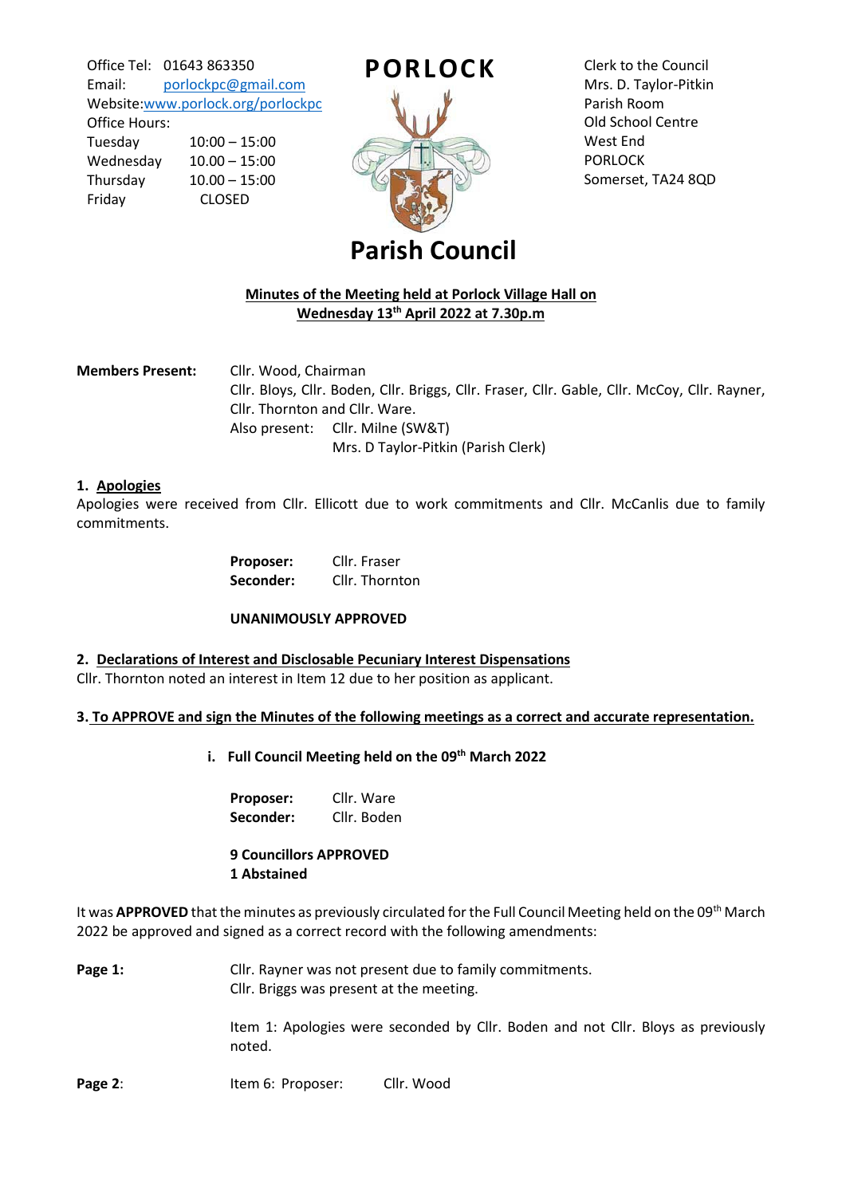Office Tel: 01643 863350
Email: porlockpc@gmail.com
Website: www.porlock.org/porlockpc
Office Hours:

| | |
|---|---|
| Tuesday | 10:00 – 15:00 |
| Wednesday | 10.00 – 15:00 |
| Thursday | 10.00 – 15:00 |
| Friday | CLOSED |

# PORLOCK Parish Council

Clerk to the Council
Mrs. D. Taylor-Pitkin
Parish Room
Old School Centre
West End
PORLOCK
Somerset, TA24 8QD

**Minutes of the Meeting held at Porlock Village Hall on Wednesday 13th April 2022 at 7.30p.m**

**Members Present:** Cllr. Wood, Chairman
Cllr. Bloys, Cllr. Boden, Cllr. Briggs, Cllr. Fraser, Cllr. Gable, Cllr. McCoy, Cllr. Rayner, Cllr. Thornton and Cllr. Ware.
Also present: Cllr. Milne (SW&T)
Mrs. D Taylor-Pitkin (Parish Clerk)

## 1. Apologies

Apologies were received from Cllr. Ellicott due to work commitments and Cllr. McCanlis due to family commitments.

**Proposer:** Cllr. Fraser
**Seconder:** Cllr. Thornton

**UNANIMOUSLY APPROVED**

## 2. Declarations of Interest and Disclosable Pecuniary Interest Dispensations

Cllr. Thornton noted an interest in Item 12 due to her position as applicant.

## 3. To APPROVE and sign the Minutes of the following meetings as a correct and accurate representation.

**i. Full Council Meeting held on the 09th March 2022**

**Proposer:** Cllr. Ware
**Seconder:** Cllr. Boden

**9 Councillors APPROVED**
**1 Abstained**

It was **APPROVED** that the minutes as previously circulated for the Full Council Meeting held on the 09th March 2022 be approved and signed as a correct record with the following amendments:

**Page 1:** Cllr. Rayner was not present due to family commitments.
Cllr. Briggs was present at the meeting.

Item 1: Apologies were seconded by Cllr. Boden and not Cllr. Bloys as previously noted.

**Page 2:** Item 6: Proposer: Cllr. Wood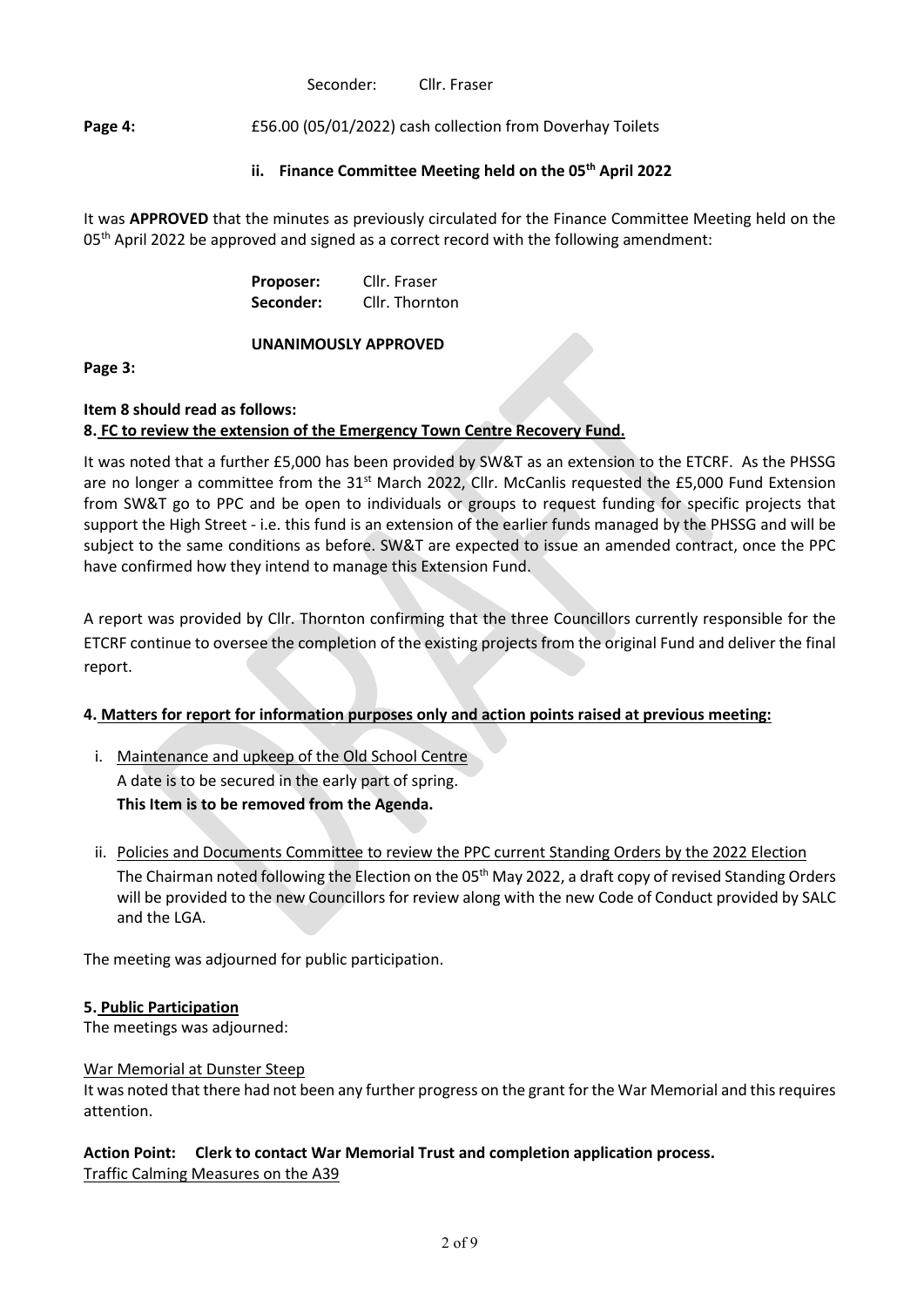Seconder: Cllr. Fraser

**Page 4:** £56.00 (05/01/2022) cash collection from Doverhay Toilets

**ii. Finance Committee Meeting held on the 05th April 2022**

It was **APPROVED** that the minutes as previously circulated for the Finance Committee Meeting held on the 05th April 2022 be approved and signed as a correct record with the following amendment:

**Proposer:** Cllr. Fraser
**Seconder:** Cllr. Thornton

**UNANIMOUSLY APPROVED**

**Page 3:**

**Item 8 should read as follows:**
**8. FC to review the extension of the Emergency Town Centre Recovery Fund.**

It was noted that a further £5,000 has been provided by SW&T as an extension to the ETCRF. As the PHSSG are no longer a committee from the 31st March 2022, Cllr. McCanlis requested the £5,000 Fund Extension from SW&T go to PPC and be open to individuals or groups to request funding for specific projects that support the High Street - i.e. this fund is an extension of the earlier funds managed by the PHSSG and will be subject to the same conditions as before. SW&T are expected to issue an amended contract, once the PPC have confirmed how they intend to manage this Extension Fund.

A report was provided by Cllr. Thornton confirming that the three Councillors currently responsible for the ETCRF continue to oversee the completion of the existing projects from the original Fund and deliver the final report.

**4. Matters for report for information purposes only and action points raised at previous meeting:**

i. Maintenance and upkeep of the Old School Centre
   A date is to be secured in the early part of spring.
   **This Item is to be removed from the Agenda.**

ii. Policies and Documents Committee to review the PPC current Standing Orders by the 2022 Election
   The Chairman noted following the Election on the 05th May 2022, a draft copy of revised Standing Orders will be provided to the new Councillors for review along with the new Code of Conduct provided by SALC and the LGA.

The meeting was adjourned for public participation.

**5. Public Participation**
The meetings was adjourned:

War Memorial at Dunster Steep
It was noted that there had not been any further progress on the grant for the War Memorial and this requires attention.

**Action Point: Clerk to contact War Memorial Trust and completion application process.**
Traffic Calming Measures on the A39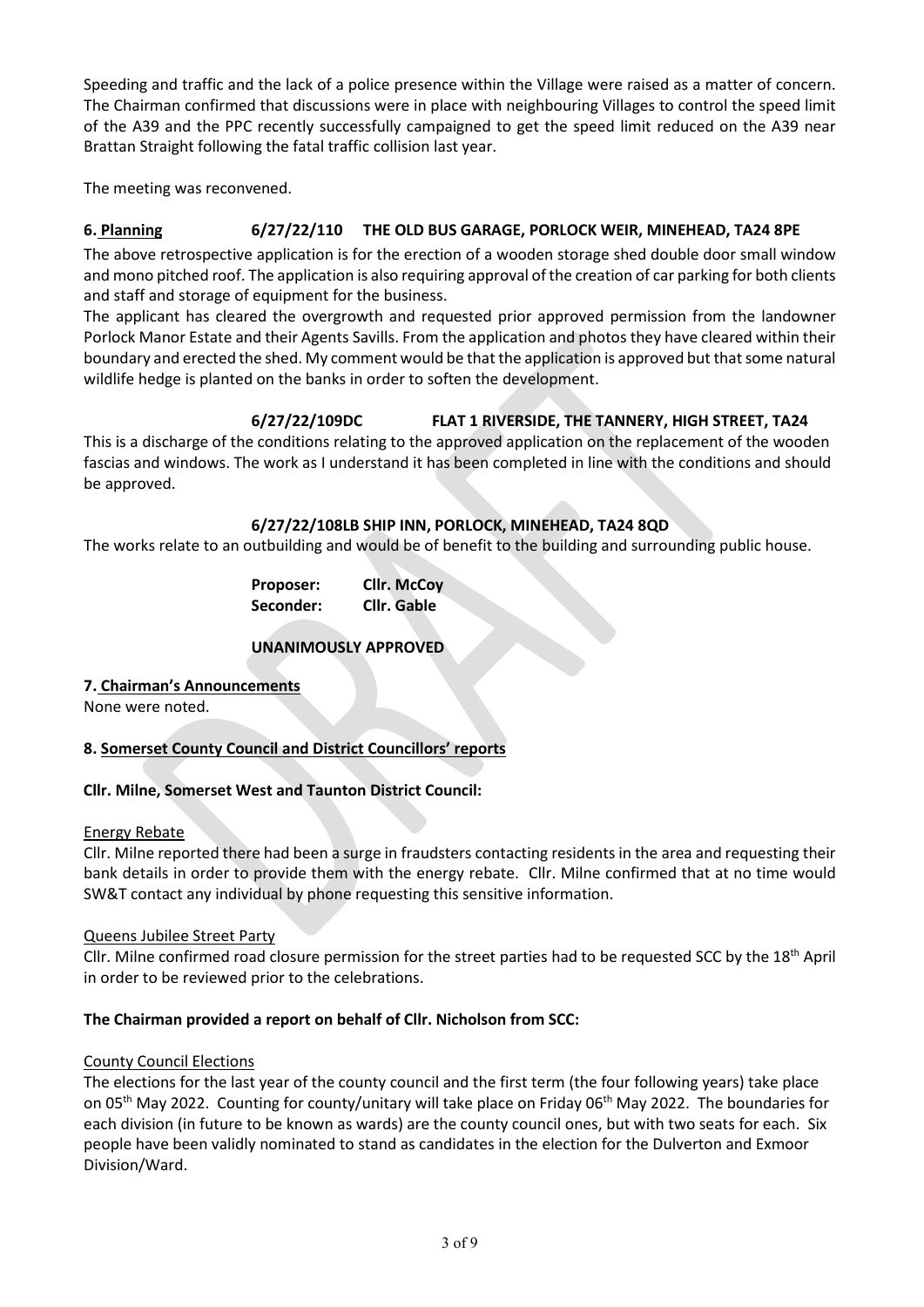Speeding and traffic and the lack of a police presence within the Village were raised as a matter of concern. The Chairman confirmed that discussions were in place with neighbouring Villages to control the speed limit of the A39 and the PPC recently successfully campaigned to get the speed limit reduced on the A39 near Brattan Straight following the fatal traffic collision last year.

The meeting was reconvened.

**6. Planning** **6/27/22/110 THE OLD BUS GARAGE, PORLOCK WEIR, MINEHEAD, TA24 8PE**

The above retrospective application is for the erection of a wooden storage shed double door small window and mono pitched roof. The application is also requiring approval of the creation of car parking for both clients and staff and storage of equipment for the business.

The applicant has cleared the overgrowth and requested prior approved permission from the landowner Porlock Manor Estate and their Agents Savills. From the application and photos they have cleared within their boundary and erected the shed. My comment would be that the application is approved but that some natural wildlife hedge is planted on the banks in order to soften the development.

**6/27/22/109DC FLAT 1 RIVERSIDE, THE TANNERY, HIGH STREET, TA24**

This is a discharge of the conditions relating to the approved application on the replacement of the wooden fascias and windows. The work as I understand it has been completed in line with the conditions and should be approved.

**6/27/22/108LB SHIP INN, PORLOCK, MINEHEAD, TA24 8QD**

The works relate to an outbuilding and would be of benefit to the building and surrounding public house.

**Proposer:** **Cllr. McCoy**
**Seconder:** **Cllr. Gable**

**UNANIMOUSLY APPROVED**

**7. Chairman's Announcements**

None were noted.

**8. Somerset County Council and District Councillors' reports**

**Cllr. Milne, Somerset West and Taunton District Council:**

Energy Rebate

Cllr. Milne reported there had been a surge in fraudsters contacting residents in the area and requesting their bank details in order to provide them with the energy rebate. Cllr. Milne confirmed that at no time would SW&T contact any individual by phone requesting this sensitive information.

Queens Jubilee Street Party

Cllr. Milne confirmed road closure permission for the street parties had to be requested SCC by the 18th April in order to be reviewed prior to the celebrations.

**The Chairman provided a report on behalf of Cllr. Nicholson from SCC:**

County Council Elections

The elections for the last year of the county council and the first term (the four following years) take place on 05th May 2022. Counting for county/unitary will take place on Friday 06th May 2022. The boundaries for each division (in future to be known as wards) are the county council ones, but with two seats for each. Six people have been validly nominated to stand as candidates in the election for the Dulverton and Exmoor Division/Ward.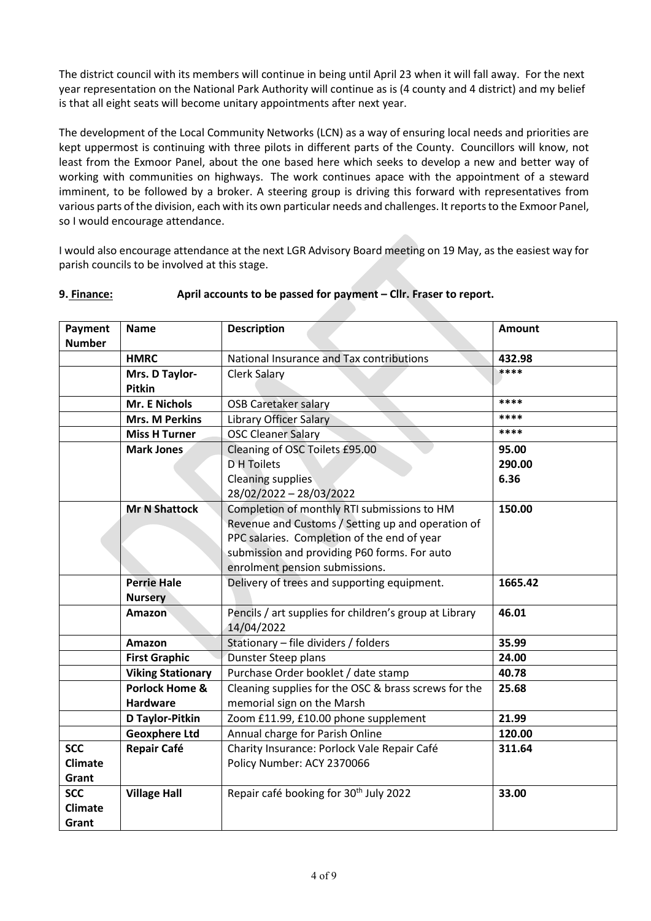The district council with its members will continue in being until April 23 when it will fall away. For the next year representation on the National Park Authority will continue as is (4 county and 4 district) and my belief is that all eight seats will become unitary appointments after next year.

The development of the Local Community Networks (LCN) as a way of ensuring local needs and priorities are kept uppermost is continuing with three pilots in different parts of the County. Councillors will know, not least from the Exmoor Panel, about the one based here which seeks to develop a new and better way of working with communities on highways. The work continues apace with the appointment of a steward imminent, to be followed by a broker. A steering group is driving this forward with representatives from various parts of the division, each with its own particular needs and challenges. It reports to the Exmoor Panel, so I would encourage attendance.

I would also encourage attendance at the next LGR Advisory Board meeting on 19 May, as the easiest way for parish councils to be involved at this stage.

**9. Finance:** **April accounts to be passed for payment – Cllr. Fraser to report.**

| Payment Number | Name | Description | Amount |
|---|---|---|---|
| | **HMRC** | National Insurance and Tax contributions | **432.98** |
| | **Mrs. D Taylor-Pitkin** | Clerk Salary | **\*\*\*\*** |
| | **Mr. E Nichols** | OSB Caretaker salary | **\*\*\*\*** |
| | **Mrs. M Perkins** | Library Officer Salary | **\*\*\*\*** |
| | **Miss H Turner** | OSC Cleaner Salary | **\*\*\*\*** |
| | **Mark Jones** | Cleaning of OSC Toilets £95.00<br>D H Toilets<br>Cleaning supplies<br>28/02/2022 – 28/03/2022 | **95.00**<br>**290.00**<br>**6.36** |
| | **Mr N Shattock** | Completion of monthly RTI submissions to HM Revenue and Customs / Setting up and operation of PPC salaries. Completion of the end of year submission and providing P60 forms. For auto enrolment pension submissions. | **150.00** |
| | **Perrie Hale Nursery** | Delivery of trees and supporting equipment. | **1665.42** |
| | **Amazon** | Pencils / art supplies for children's group at Library 14/04/2022 | **46.01** |
| | **Amazon** | Stationary – file dividers / folders | **35.99** |
| | **First Graphic** | Dunster Steep plans | **24.00** |
| | **Viking Stationary** | Purchase Order booklet / date stamp | **40.78** |
| | **Porlock Home & Hardware** | Cleaning supplies for the OSC & brass screws for the memorial sign on the Marsh | **25.68** |
| | **D Taylor-Pitkin** | Zoom £11.99, £10.00 phone supplement | **21.99** |
| | **Geoxphere Ltd** | Annual charge for Parish Online | **120.00** |
| **SCC Climate Grant** | **Repair Café** | Charity Insurance: Porlock Vale Repair Café<br>Policy Number: ACY 2370066 | **311.64** |
| **SCC Climate Grant** | **Village Hall** | Repair café booking for 30th July 2022 | **33.00** |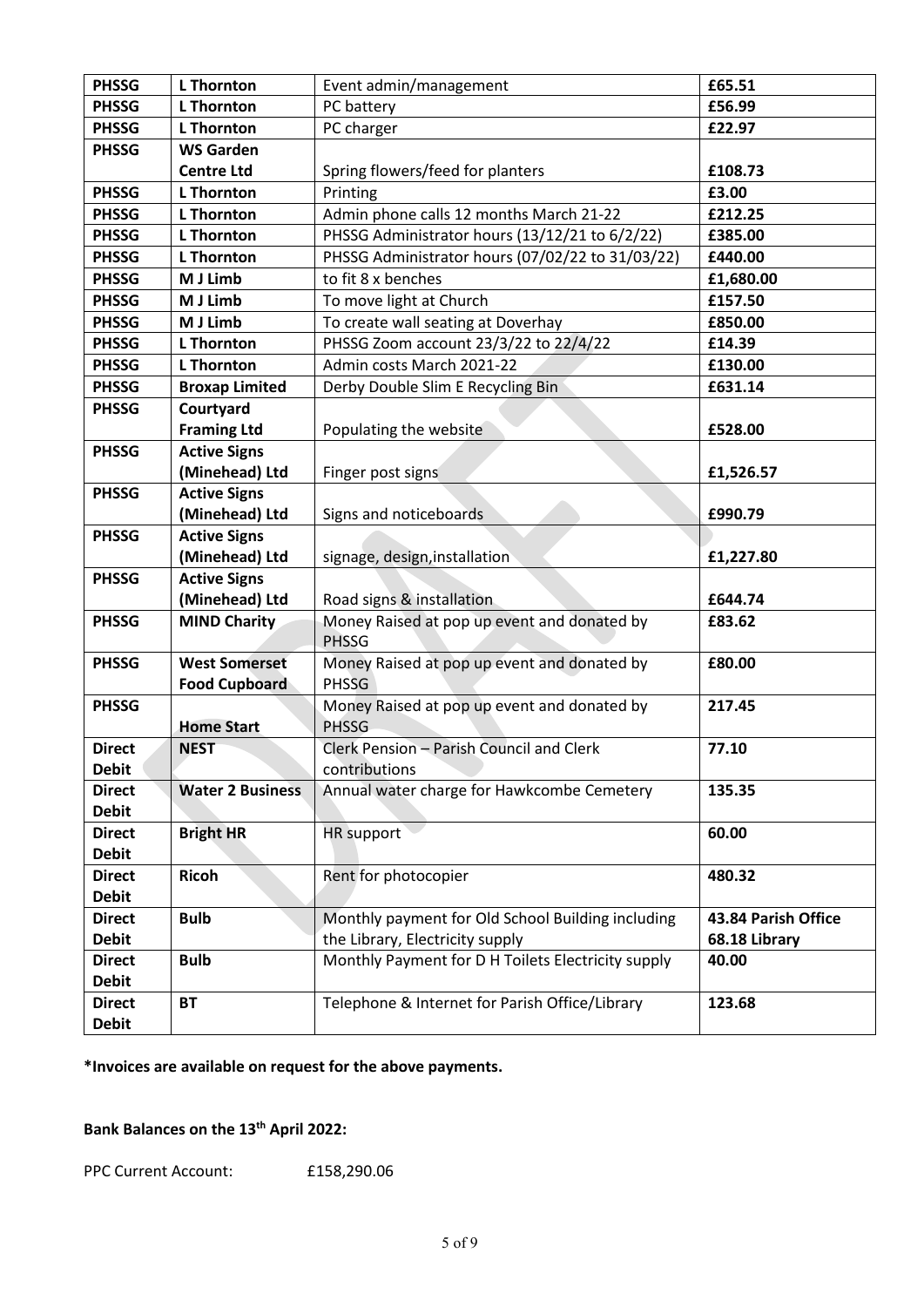| PHSSG | L Thornton | Event admin/management | £65.51 |
|---|---|---|---|
| **PHSSG** | **L Thornton** | PC battery | **£56.99** |
| **PHSSG** | **L Thornton** | PC charger | **£22.97** |
| **PHSSG** | **WS Garden Centre Ltd** | Spring flowers/feed for planters | **£108.73** |
| **PHSSG** | **L Thornton** | Printing | **£3.00** |
| **PHSSG** | **L Thornton** | Admin phone calls 12 months March 21-22 | **£212.25** |
| **PHSSG** | **L Thornton** | PHSSG Administrator hours (13/12/21 to 6/2/22) | **£385.00** |
| **PHSSG** | **L Thornton** | PHSSG Administrator hours (07/02/22 to 31/03/22) | **£440.00** |
| **PHSSG** | **M J Limb** | to fit 8 x benches | **£1,680.00** |
| **PHSSG** | **M J Limb** | To move light at Church | **£157.50** |
| **PHSSG** | **M J Limb** | To create wall seating at Doverhay | **£850.00** |
| **PHSSG** | **L Thornton** | PHSSG Zoom account 23/3/22 to 22/4/22 | **£14.39** |
| **PHSSG** | **L Thornton** | Admin costs March 2021-22 | **£130.00** |
| **PHSSG** | **Broxap Limited** | Derby Double Slim E Recycling Bin | **£631.14** |
| **PHSSG** | **Courtyard Framing Ltd** | Populating the website | **£528.00** |
| **PHSSG** | **Active Signs (Minehead) Ltd** | Finger post signs | **£1,526.57** |
| **PHSSG** | **Active Signs (Minehead) Ltd** | Signs and noticeboards | **£990.79** |
| **PHSSG** | **Active Signs (Minehead) Ltd** | signage, design,installation | **£1,227.80** |
| **PHSSG** | **Active Signs (Minehead) Ltd** | Road signs & installation | **£644.74** |
| **PHSSG** | **MIND Charity** | Money Raised at pop up event and donated by PHSSG | **£83.62** |
| **PHSSG** | **West Somerset Food Cupboard** | Money Raised at pop up event and donated by PHSSG | **£80.00** |
| **PHSSG** | **Home Start** | Money Raised at pop up event and donated by PHSSG | **217.45** |
| **Direct Debit** | **NEST** | Clerk Pension – Parish Council and Clerk contributions | **77.10** |
| **Direct Debit** | **Water 2 Business** | Annual water charge for Hawkcombe Cemetery | **135.35** |
| **Direct Debit** | **Bright HR** | HR support | **60.00** |
| **Direct Debit** | **Ricoh** | Rent for photocopier | **480.32** |
| **Direct Debit** | **Bulb** | Monthly payment for Old School Building including the Library, Electricity supply | **43.84 Parish Office 68.18 Library** |
| **Direct Debit** | **Bulb** | Monthly Payment for D H Toilets Electricity supply | **40.00** |
| **Direct Debit** | **BT** | Telephone & Internet for Parish Office/Library | **123.68** |

**\*Invoices are available on request for the above payments.**

**Bank Balances on the 13th April 2022:**

PPC Current Account: £158,290.06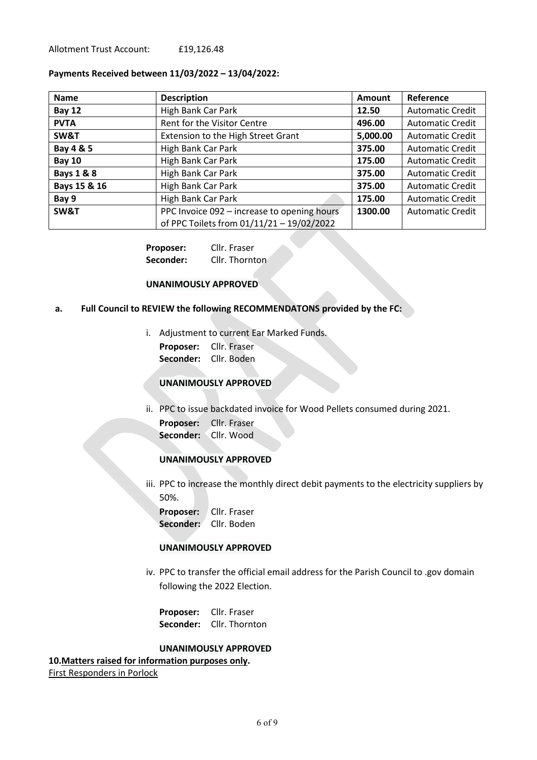Allotment Trust Account: £19,126.48

**Payments Received between 11/03/2022 – 13/04/2022:**

| Name | Description | Amount | Reference |
|---|---|---|---|
| **Bay 12** | High Bank Car Park | **12.50** | Automatic Credit |
| **PVTA** | Rent for the Visitor Centre | **496.00** | Automatic Credit |
| **SW&T** | Extension to the High Street Grant | **5,000.00** | Automatic Credit |
| **Bay 4 & 5** | High Bank Car Park | **375.00** | Automatic Credit |
| **Bay 10** | High Bank Car Park | **175.00** | Automatic Credit |
| **Bays 1 & 8** | High Bank Car Park | **375.00** | Automatic Credit |
| **Bays 15 & 16** | High Bank Car Park | **375.00** | Automatic Credit |
| **Bay 9** | High Bank Car Park | **175.00** | Automatic Credit |
| **SW&T** | PPC Invoice 092 – increase to opening hours of PPC Toilets from 01/11/21 – 19/02/2022 | **1300.00** | Automatic Credit |

**Proposer:** Cllr. Fraser
**Seconder:** Cllr. Thornton

**UNANIMOUSLY APPROVED**

**a. Full Council to REVIEW the following RECOMMENDATONS provided by the FC:**

i. Adjustment to current Ear Marked Funds.

**Proposer:** Cllr. Fraser
**Seconder:** Cllr. Boden

**UNANIMOUSLY APPROVED**

ii. PPC to issue backdated invoice for Wood Pellets consumed during 2021.

**Proposer:** Cllr. Fraser
**Seconder:** Cllr. Wood

**UNANIMOUSLY APPROVED**

iii. PPC to increase the monthly direct debit payments to the electricity suppliers by 50%.

**Proposer:** Cllr. Fraser
**Seconder:** Cllr. Boden

**UNANIMOUSLY APPROVED**

iv. PPC to transfer the official email address for the Parish Council to .gov domain following the 2022 Election.

**Proposer:** Cllr. Fraser
**Seconder:** Cllr. Thornton

**UNANIMOUSLY APPROVED**

**10.Matters raised for information purposes only.**

First Responders in Porlock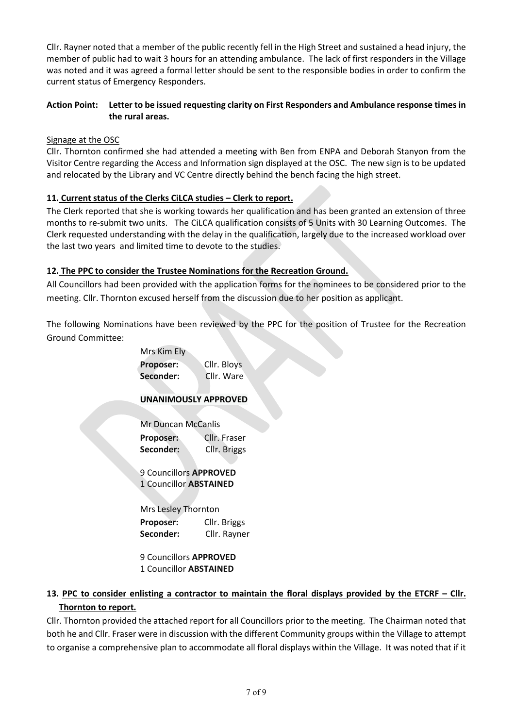Cllr. Rayner noted that a member of the public recently fell in the High Street and sustained a head injury, the member of public had to wait 3 hours for an attending ambulance. The lack of first responders in the Village was noted and it was agreed a formal letter should be sent to the responsible bodies in order to confirm the current status of Emergency Responders.

**Action Point: Letter to be issued requesting clarity on First Responders and Ambulance response times in the rural areas.**

Signage at the OSC

Cllr. Thornton confirmed she had attended a meeting with Ben from ENPA and Deborah Stanyon from the Visitor Centre regarding the Access and Information sign displayed at the OSC. The new sign is to be updated and relocated by the Library and VC Centre directly behind the bench facing the high street.

**11. Current status of the Clerks CiLCA studies – Clerk to report.**

The Clerk reported that she is working towards her qualification and has been granted an extension of three months to re-submit two units. The CiLCA qualification consists of 5 Units with 30 Learning Outcomes. The Clerk requested understanding with the delay in the qualification, largely due to the increased workload over the last two years and limited time to devote to the studies.

**12. The PPC to consider the Trustee Nominations for the Recreation Ground.**

All Councillors had been provided with the application forms for the nominees to be considered prior to the meeting. Cllr. Thornton excused herself from the discussion due to her position as applicant.

The following Nominations have been reviewed by the PPC for the position of Trustee for the Recreation Ground Committee:

Mrs Kim Ely
**Proposer:** Cllr. Bloys
**Seconder:** Cllr. Ware

**UNANIMOUSLY APPROVED**

Mr Duncan McCanlis
**Proposer:** Cllr. Fraser
**Seconder:** Cllr. Briggs

9 Councillors **APPROVED**
1 Councillor **ABSTAINED**

Mrs Lesley Thornton
**Proposer:** Cllr. Briggs
**Seconder:** Cllr. Rayner

9 Councillors **APPROVED**
1 Councillor **ABSTAINED**

**13. PPC to consider enlisting a contractor to maintain the floral displays provided by the ETCRF – Cllr. Thornton to report.**

Cllr. Thornton provided the attached report for all Councillors prior to the meeting. The Chairman noted that both he and Cllr. Fraser were in discussion with the different Community groups within the Village to attempt to organise a comprehensive plan to accommodate all floral displays within the Village. It was noted that if it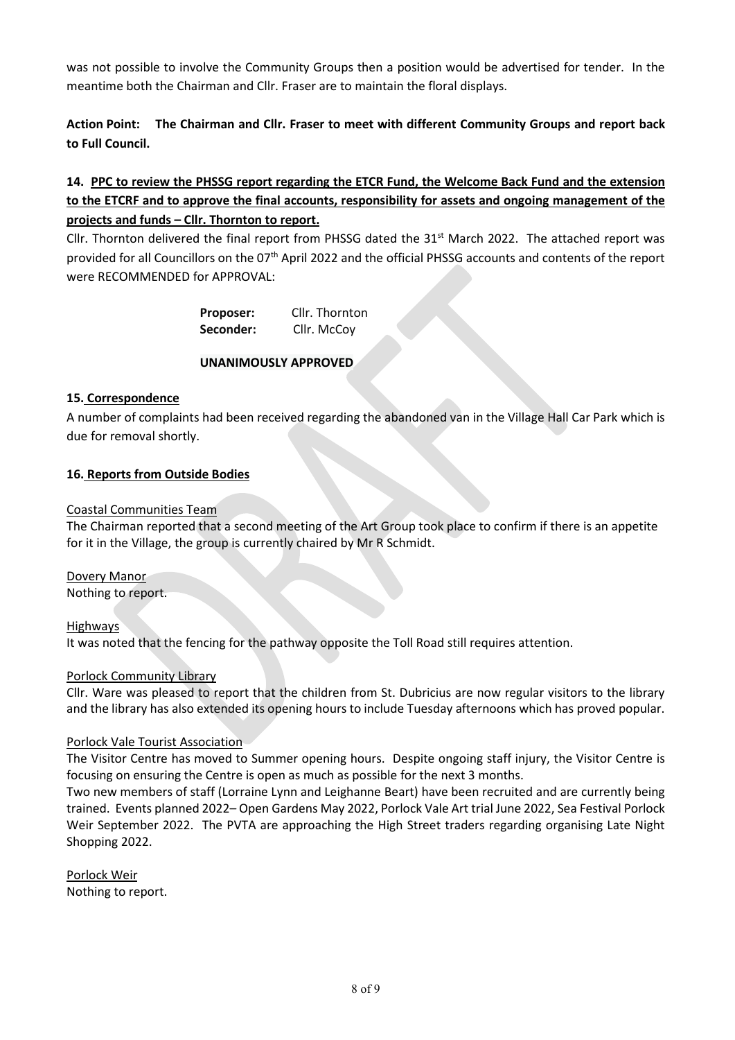was not possible to involve the Community Groups then a position would be advertised for tender. In the meantime both the Chairman and Cllr. Fraser are to maintain the floral displays.

**Action Point: The Chairman and Cllr. Fraser to meet with different Community Groups and report back to Full Council.**

**14. PPC to review the PHSSG report regarding the ETCR Fund, the Welcome Back Fund and the extension to the ETCRF and to approve the final accounts, responsibility for assets and ongoing management of the projects and funds – Cllr. Thornton to report.**

Cllr. Thornton delivered the final report from PHSSG dated the 31st March 2022. The attached report was provided for all Councillors on the 07th April 2022 and the official PHSSG accounts and contents of the report were RECOMMENDED for APPROVAL:

**Proposer:** Cllr. Thornton
**Seconder:** Cllr. McCoy

**UNANIMOUSLY APPROVED**

**15. Correspondence**

A number of complaints had been received regarding the abandoned van in the Village Hall Car Park which is due for removal shortly.

**16. Reports from Outside Bodies**

Coastal Communities Team

The Chairman reported that a second meeting of the Art Group took place to confirm if there is an appetite for it in the Village, the group is currently chaired by Mr R Schmidt.

Dovery Manor

Nothing to report.

Highways

It was noted that the fencing for the pathway opposite the Toll Road still requires attention.

Porlock Community Library

Cllr. Ware was pleased to report that the children from St. Dubricius are now regular visitors to the library and the library has also extended its opening hours to include Tuesday afternoons which has proved popular.

Porlock Vale Tourist Association

The Visitor Centre has moved to Summer opening hours. Despite ongoing staff injury, the Visitor Centre is focusing on ensuring the Centre is open as much as possible for the next 3 months.

Two new members of staff (Lorraine Lynn and Leighanne Beart) have been recruited and are currently being trained. Events planned 2022– Open Gardens May 2022, Porlock Vale Art trial June 2022, Sea Festival Porlock Weir September 2022. The PVTA are approaching the High Street traders regarding organising Late Night Shopping 2022.

Porlock Weir

Nothing to report.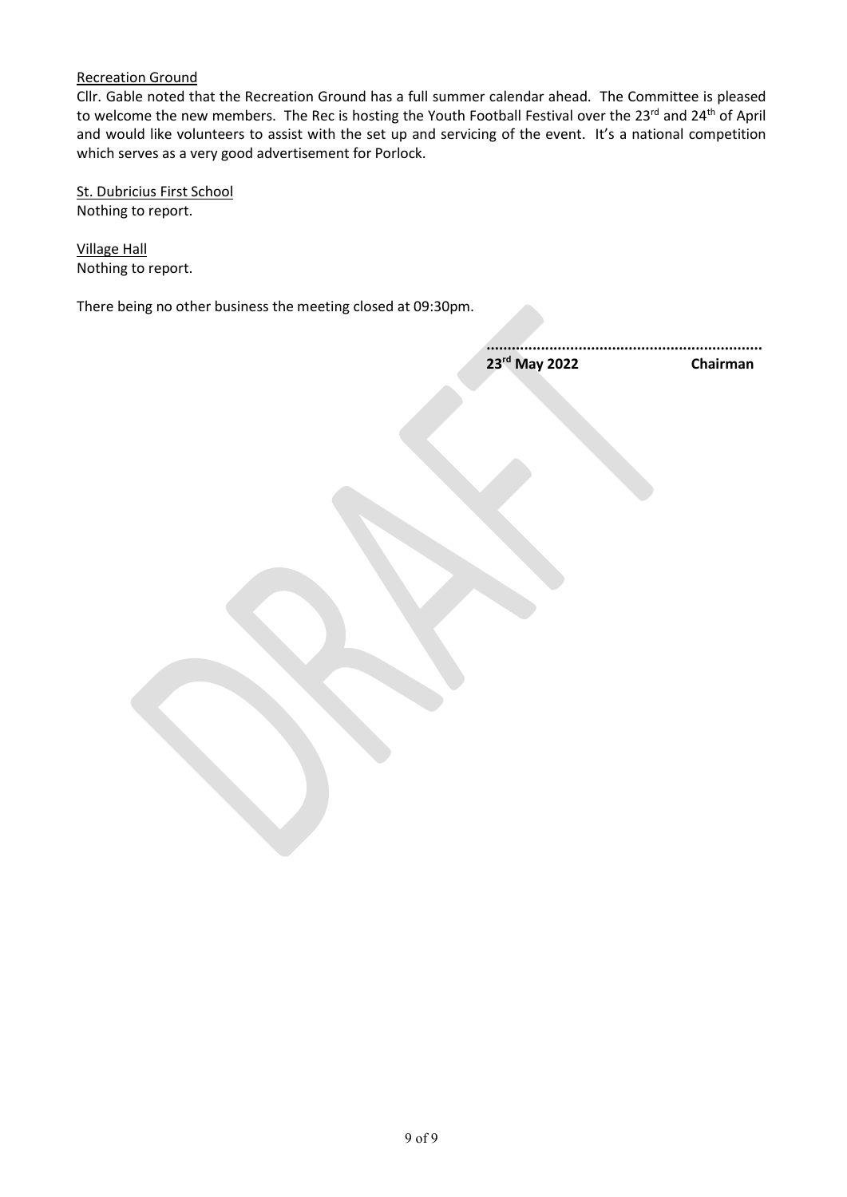Recreation Ground

Cllr. Gable noted that the Recreation Ground has a full summer calendar ahead. The Committee is pleased to welcome the new members. The Rec is hosting the Youth Football Festival over the 23rd and 24th of April and would like volunteers to assist with the set up and servicing of the event. It's a national competition which serves as a very good advertisement for Porlock.

St. Dubricius First School

Nothing to report.

Village Hall

Nothing to report.

There being no other business the meeting closed at 09:30pm.

.................................................................

**23rd May 2022** **Chairman**

DRAFT